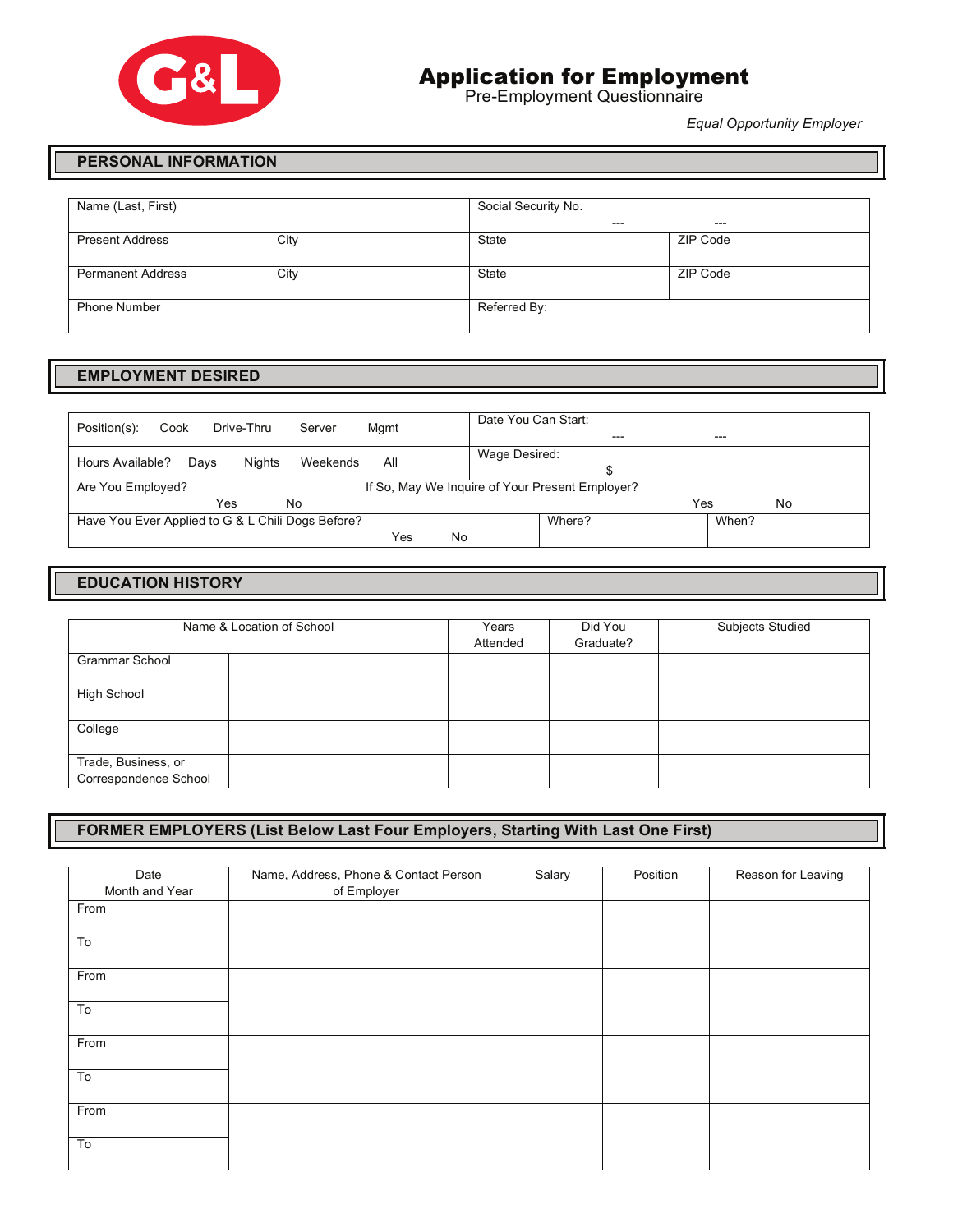G&L

# Application for Employment

Pre-Employment Questionnaire

*Equal Opportunity Employer*

## PERSONAL INFORMATION

| Name (Last, First) | | Social Security No. --- --- | |
|---|---|---|---|
| Present Address | City | State | ZIP Code |
| Permanent Address | City | State | ZIP Code |
| Phone Number | | Referred By: | |

## EMPLOYMENT DESIRED

| Position(s): Cook Drive-Thru Server Mgmt | | Date You Can Start: --- --- | |
|---|---|---|---|
| Hours Available? Days Nights Weekends All | | Wage Desired: $ | |
| Are You Employed? Yes No | If So, May We Inquire of Your Present Employer? Yes No | | |
| Have You Ever Applied to G & L Chili Dogs Before? Yes No | | Where? | When? |

## EDUCATION HISTORY

| Name & Location of School | | Years Attended | Did You Graduate? | Subjects Studied |
|---|---|---|---|---|
| Grammar School | | | | |
| High School | | | | |
| College | | | | |
| Trade, Business, or Correspondence School | | | | |

## FORMER EMPLOYERS (List Below Last Four Employers, Starting With Last One First)

| Date Month and Year | Name, Address, Phone & Contact Person of Employer | Salary | Position | Reason for Leaving |
|---|---|---|---|---|
| From | | | | |
| To | | | | |
| From | | | | |
| To | | | | |
| From | | | | |
| To | | | | |
| From | | | | |
| To | | | | |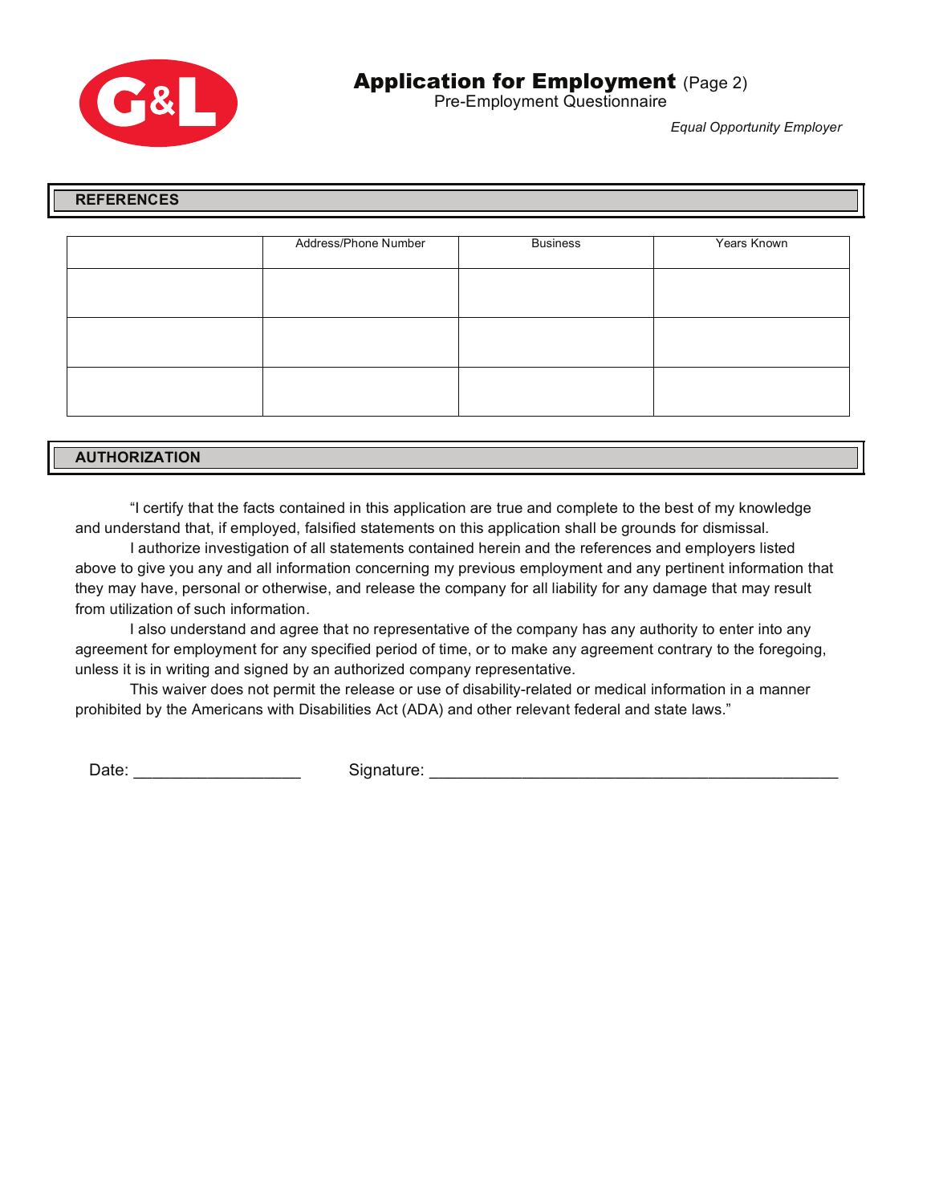G&L

# Application for Employment (Page 2)

Pre-Employment Questionnaire

*Equal Opportunity Employer*

## REFERENCES

| | Address/Phone Number | Business | Years Known |
|---|---|---|---|
| | | | |
| | | | |
| | | | |

## AUTHORIZATION

"I certify that the facts contained in this application are true and complete to the best of my knowledge and understand that, if employed, falsified statements on this application shall be grounds for dismissal.

I authorize investigation of all statements contained herein and the references and employers listed above to give you any and all information concerning my previous employment and any pertinent information that they may have, personal or otherwise, and release the company for all liability for any damage that may result from utilization of such information.

I also understand and agree that no representative of the company has any authority to enter into any agreement for employment for any specified period of time, or to make any agreement contrary to the foregoing, unless it is in writing and signed by an authorized company representative.

This waiver does not permit the release or use of disability-related or medical information in a manner prohibited by the Americans with Disabilities Act (ADA) and other relevant federal and state laws."

Date: __________________ Signature: ______________________________________________